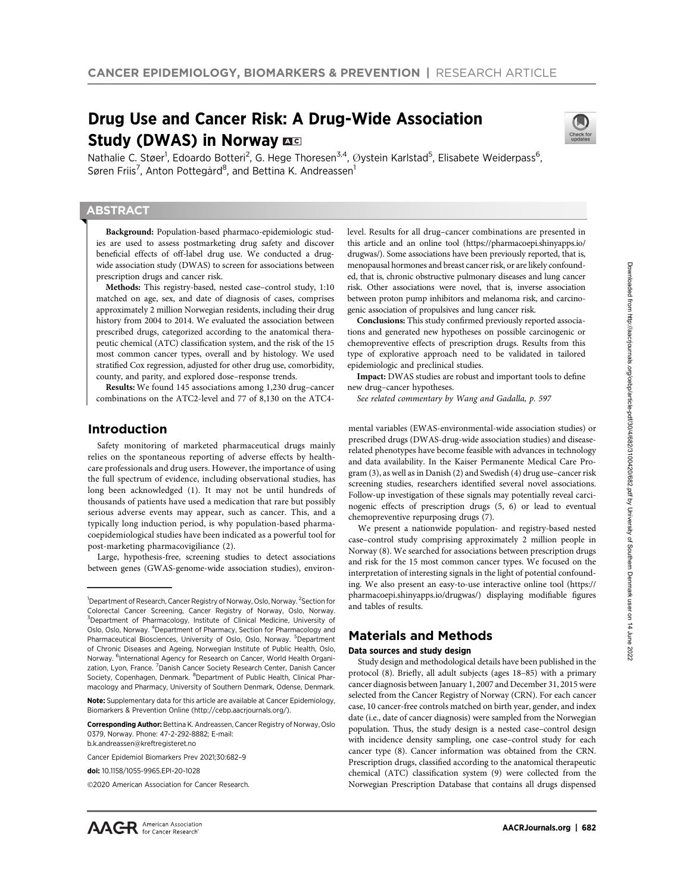# Drug Use and Cancer Risk: A Drug-Wide Association Study (DWAS) in Norway

Nathalie C. Støer[1], Edoardo Botteri[2], G. Hege Thoresen[3,4], Øystein Karlstad[5], Elisabete Weiderpass[6], Søren Friis[7], Anton Pottegård[8], and Bettina K. Andreassen[1]

## ABSTRACT

**Background:** Population-based pharmaco-epidemiologic studies are used to assess postmarketing drug safety and discover beneficial effects of off-label drug use. We conducted a drug-wide association study (DWAS) to screen for associations between prescription drugs and cancer risk.

**Methods:** This registry-based, nested case–control study, 1:10 matched on age, sex, and date of diagnosis of cases, comprises approximately 2 million Norwegian residents, including their drug history from 2004 to 2014. We evaluated the association between prescribed drugs, categorized according to the anatomical therapeutic chemical (ATC) classification system, and the risk of the 15 most common cancer types, overall and by histology. We used stratified Cox regression, adjusted for other drug use, comorbidity, county, and parity, and explored dose–response trends.

**Results:** We found 145 associations among 1,230 drug–cancer combinations on the ATC2-level and 77 of 8,130 on the ATC4-level. Results for all drug–cancer combinations are presented in this article and an online tool (https://pharmacoepi.shinyapps.io/drugwas/). Some associations have been previously reported, that is, menopausal hormones and breast cancer risk, or are likely confounded, that is, chronic obstructive pulmonary diseases and lung cancer risk. Other associations were novel, that is, inverse association between proton pump inhibitors and melanoma risk, and carcinogenic association of propulsives and lung cancer risk.

**Conclusions:** This study confirmed previously reported associations and generated new hypotheses on possible carcinogenic or chemopreventive effects of prescription drugs. Results from this type of explorative approach need to be validated in tailored epidemiologic and preclinical studies.

**Impact:** DWAS studies are robust and important tools to define new drug–cancer hypotheses.

*See related commentary by Wang and Gadalla, p. 597*

## Introduction

Safety monitoring of marketed pharmaceutical drugs mainly relies on the spontaneous reporting of adverse effects by healthcare professionals and drug users. However, the importance of using the full spectrum of evidence, including observational studies, has long been acknowledged (1). It may not be until hundreds of thousands of patients have used a medication that rare but possibly serious adverse events may appear, such as cancer. This, and a typically long induction period, is why population-based pharmacoepidemiological studies have been indicated as a powerful tool for post-marketing pharmacovigiliance (2).

Large, hypothesis-free, screening studies to detect associations between genes (GWAS-genome-wide association studies), environmental variables (EWAS-environmental-wide association studies) or prescribed drugs (DWAS-drug-wide association studies) and disease-related phenotypes have become feasible with advances in technology and data availability. In the Kaiser Permanente Medical Care Program (3), as well as in Danish (2) and Swedish (4) drug use–cancer risk screening studies, researchers identified several novel associations. Follow-up investigation of these signals may potentially reveal carcinogenic effects of prescription drugs (5, 6) or lead to eventual chemopreventive repurposing drugs (7).

We present a nationwide population- and registry-based nested case–control study comprising approximately 2 million people in Norway (8). We searched for associations between prescription drugs and risk for the 15 most common cancer types. We focused on the interpretation of interesting signals in the light of potential confounding. We also present an easy-to-use interactive online tool (https://pharmacoepi.shinyapps.io/drugwas/) displaying modifiable figures and tables of results.

## Materials and Methods

### Data sources and study design

Study design and methodological details have been published in the protocol (8). Briefly, all adult subjects (ages 18–85) with a primary cancer diagnosis between January 1, 2007 and December 31, 2015 were selected from the Cancer Registry of Norway (CRN). For each cancer case, 10 cancer-free controls matched on birth year, gender, and index date (i.e., date of cancer diagnosis) were sampled from the Norwegian population. Thus, the study design is a nested case–control design with incidence density sampling, one case–control study for each cancer type (8). Cancer information was obtained from the CRN. Prescription drugs, classified according to the anatomical therapeutic chemical (ATC) classification system (9) were collected from the Norwegian Prescription Database that contains all drugs dispensed

---

[1]Department of Research, Cancer Registry of Norway, Oslo, Norway. [2]Section for Colorectal Cancer Screening, Cancer Registry of Norway, Oslo, Norway. [3]Department of Pharmacology, Institute of Clinical Medicine, University of Oslo, Oslo, Norway. [4]Department of Pharmacy, Section for Pharmacology and Pharmaceutical Biosciences, University of Oslo, Oslo, Norway. [5]Department of Chronic Diseases and Ageing, Norwegian Institute of Public Health, Oslo, Norway. [6]International Agency for Research on Cancer, World Health Organization, Lyon, France. [7]Danish Cancer Society Research Center, Danish Cancer Society, Copenhagen, Denmark. [8]Department of Public Health, Clinical Pharmacology and Pharmacy, University of Southern Denmark, Odense, Denmark.

**Note:** Supplementary data for this article are available at Cancer Epidemiology, Biomarkers & Prevention Online (http://cebp.aacrjournals.org/).

**Corresponding Author:** Bettina K. Andreassen, Cancer Registry of Norway, Oslo 0379, Norway. Phone: 47-2-292-8882; E-mail: b.k.andreassen@kreftregisteret.no

Cancer Epidemiol Biomarkers Prev 2021;30:682–9

**doi:** 10.1158/1055-9965.EPI-20-1028

©2020 American Association for Cancer Research.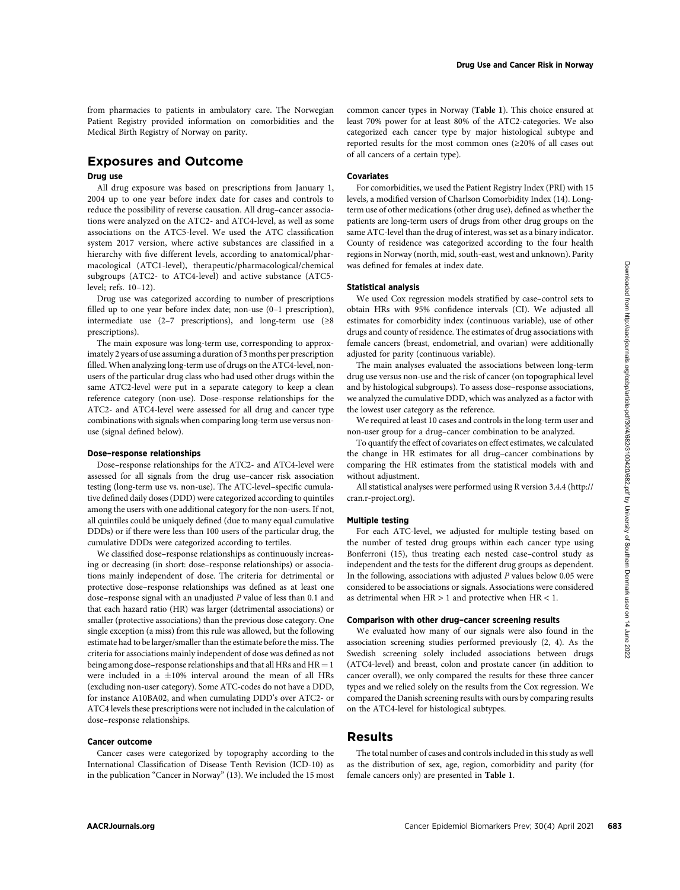from pharmacies to patients in ambulatory care. The Norwegian Patient Registry provided information on comorbidities and the Medical Birth Registry of Norway on parity.

## Exposures and Outcome

### Drug use

All drug exposure was based on prescriptions from January 1, 2004 up to one year before index date for cases and controls to reduce the possibility of reverse causation. All drug–cancer associations were analyzed on the ATC2- and ATC4-level, as well as some associations on the ATC5-level. We used the ATC classification system 2017 version, where active substances are classified in a hierarchy with five different levels, according to anatomical/pharmacological (ATC1-level), therapeutic/pharmacological/chemical subgroups (ATC2- to ATC4-level) and active substance (ATC5-level; refs. 10–12).

Drug use was categorized according to number of prescriptions filled up to one year before index date; non-use (0–1 prescription), intermediate use (2–7 prescriptions), and long-term use ($\geq$8 prescriptions).

The main exposure was long-term use, corresponding to approximately 2 years of use assuming a duration of 3 months per prescription filled. When analyzing long-term use of drugs on the ATC4-level, non-users of the particular drug class who had used other drugs within the same ATC2-level were put in a separate category to keep a clean reference category (non-use). Dose–response relationships for the ATC2- and ATC4-level were assessed for all drug and cancer type combinations with signals when comparing long-term use versus non-use (signal defined below).

### Dose–response relationships

Dose–response relationships for the ATC2- and ATC4-level were assessed for all signals from the drug use–cancer risk association testing (long-term use vs. non-use). The ATC-level–specific cumulative defined daily doses (DDD) were categorized according to quintiles among the users with one additional category for the non-users. If not, all quintiles could be uniquely defined (due to many equal cumulative DDDs) or if there were less than 100 users of the particular drug, the cumulative DDDs were categorized according to tertiles.

We classified dose–response relationships as continuously increasing or decreasing (in short: dose–response relationships) or associations mainly independent of dose. The criteria for detrimental or protective dose–response relationships was defined as at least one dose–response signal with an unadjusted *P* value of less than 0.1 and that each hazard ratio (HR) was larger (detrimental associations) or smaller (protective associations) than the previous dose category. One single exception (a miss) from this rule was allowed, but the following estimate had to be larger/smaller than the estimate before the miss. The criteria for associations mainly independent of dose was defined as not being among dose–response relationships and that all HRs and HR = 1 were included in a $\pm$10% interval around the mean of all HRs (excluding non-user category). Some ATC-codes do not have a DDD, for instance A10BA02, and when cumulating DDD's over ATC2- or ATC4 levels these prescriptions were not included in the calculation of dose–response relationships.

### Cancer outcome

Cancer cases were categorized by topography according to the International Classification of Disease Tenth Revision (ICD-10) as in the publication "Cancer in Norway" (13). We included the 15 most common cancer types in Norway (**Table 1**). This choice ensured at least 70% power for at least 80% of the ATC2-categories. We also categorized each cancer type by major histological subtype and reported results for the most common ones ($\geq$20% of all cases out of all cancers of a certain type).

### Covariates

For comorbidities, we used the Patient Registry Index (PRI) with 15 levels, a modified version of Charlson Comorbidity Index (14). Long-term use of other medications (other drug use), defined as whether the patients are long-term users of drugs from other drug groups on the same ATC-level than the drug of interest, was set as a binary indicator. County of residence was categorized according to the four health regions in Norway (north, mid, south-east, west and unknown). Parity was defined for females at index date.

### Statistical analysis

We used Cox regression models stratified by case–control sets to obtain HRs with 95% confidence intervals (CI). We adjusted all estimates for comorbidity index (continuous variable), use of other drugs and county of residence. The estimates of drug associations with female cancers (breast, endometrial, and ovarian) were additionally adjusted for parity (continuous variable).

The main analyses evaluated the associations between long-term drug use versus non-use and the risk of cancer (on topographical level and by histological subgroups). To assess dose–response associations, we analyzed the cumulative DDD, which was analyzed as a factor with the lowest user category as the reference.

We required at least 10 cases and controls in the long-term user and non-user group for a drug–cancer combination to be analyzed.

To quantify the effect of covariates on effect estimates, we calculated the change in HR estimates for all drug–cancer combinations by comparing the HR estimates from the statistical models with and without adjustment.

All statistical analyses were performed using R version 3.4.4 (http://cran.r-project.org).

### Multiple testing

For each ATC-level, we adjusted for multiple testing based on the number of tested drug groups within each cancer type using Bonferroni (15), thus treating each nested case–control study as independent and the tests for the different drug groups as dependent. In the following, associations with adjusted *P* values below 0.05 were considered to be associations or signals. Associations were considered as detrimental when HR > 1 and protective when HR < 1.

### Comparison with other drug–cancer screening results

We evaluated how many of our signals were also found in the association screening studies performed previously (2, 4). As the Swedish screening solely included associations between drugs (ATC4-level) and breast, colon and prostate cancer (in addition to cancer overall), we only compared the results for these three cancer types and we relied solely on the results from the Cox regression. We compared the Danish screening results with ours by comparing results on the ATC4-level for histological subtypes.

## Results

The total number of cases and controls included in this study as well as the distribution of sex, age, region, comorbidity and parity (for female cancers only) are presented in **Table 1**.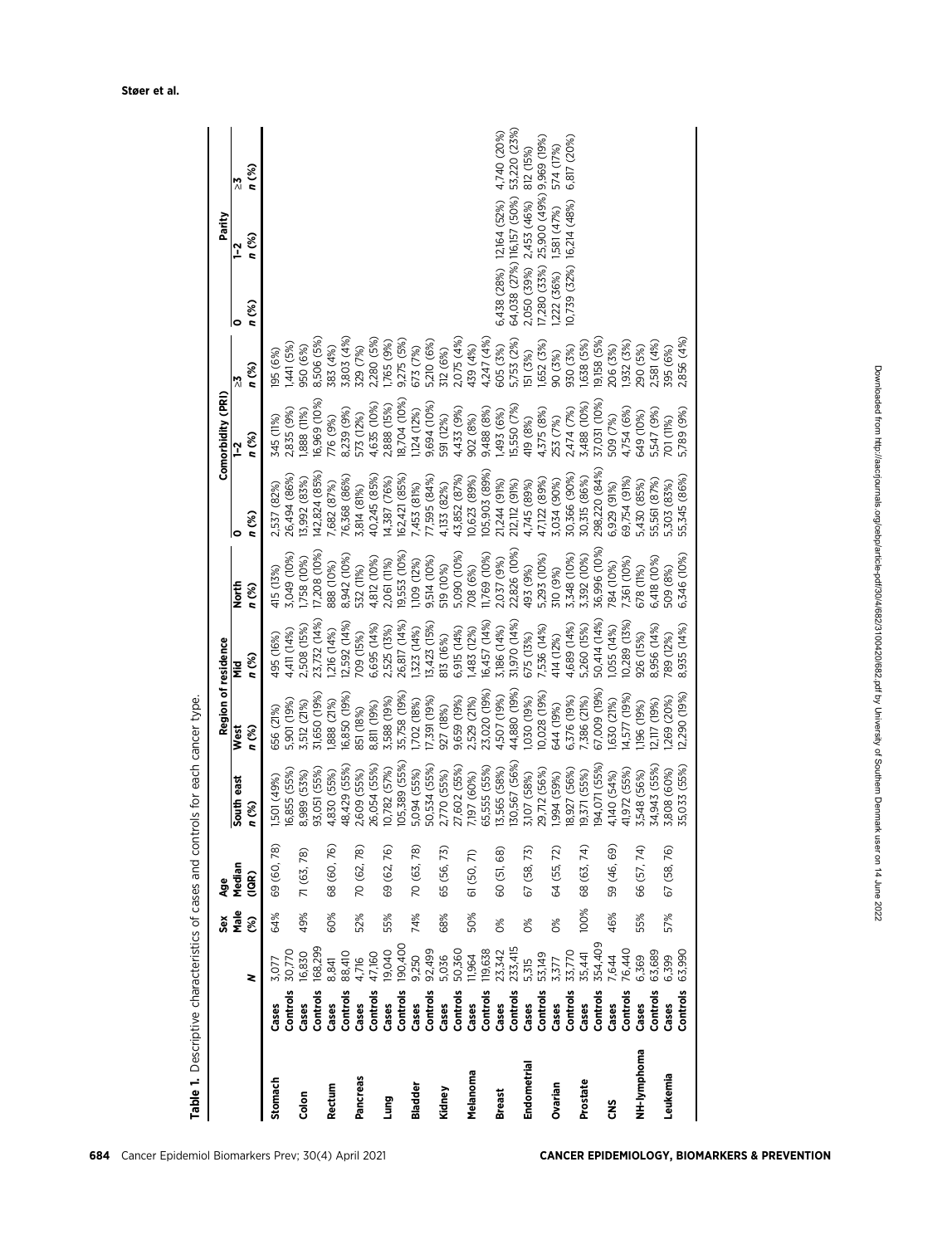**Table 1.** Descriptive characteristics of cases and controls for each cancer type.

| | | | Sex | Age | Region of residence | | | | Comorbidity (PRI) | | | Parity | | |
|---|---|---|---|---|---|---|---|---|---|---|---|---|---|---|
| | | *N* | Male (%) | Median (IQR) | South east *n* (%) | West *n* (%) | Mid *n* (%) | North *n* (%) | 0 *n* (%) | 1–2 *n* (%) | ≥3 *n* (%) | 0 *n* (%) | 1–2 *n* (%) | ≥3 *n* (%) |
| **Stomach** | **Cases** | 3,077 | 64% | 69 (60, 78) | 1,501 (49%) | 656 (21%) | 495 (16%) | 415 (13%) | 2,537 (82%) | 345 (11%) | 195 (6%) | | | |
| | **Controls** | 30,770 | | | 16,855 (55%) | 5,901 (19%) | 4,411 (14%) | 3,049 (10%) | 26,494 (86%) | 2,835 (9%) | 1,441 (5%) | | | |
| **Colon** | **Cases** | 16,830 | 49% | 71 (63, 78) | 8,989 (53%) | 3,512 (21%) | 2,508 (15%) | 1,758 (10%) | 13,992 (83%) | 1,888 (11%) | 950 (6%) | | | |
| | **Controls** | 168,299 | | | 93,051 (55%) | 31,650 (19%) | 23,732 (14%) | 17,208 (10%) | 142,824 (85%) | 16,969 (10%) | 8,506 (5%) | | | |
| **Rectum** | **Cases** | 8,841 | 60% | 68 (60, 76) | 4,830 (55%) | 1,888 (21%) | 1,216 (14%) | 888 (10%) | 7,682 (87%) | 776 (9%) | 383 (4%) | | | |
| | **Controls** | 88,410 | | | 48,429 (55%) | 16,850 (19%) | 12,592 (14%) | 8,942 (10%) | 76,368 (86%) | 8,239 (9%) | 3,803 (4%) | | | |
| **Pancreas** | **Cases** | 4,716 | 52% | 70 (62, 78) | 2,609 (55%) | 851 (18%) | 709 (15%) | 532 (11%) | 3,814 (81%) | 573 (12%) | 329 (7%) | | | |
| | **Controls** | 47,160 | | | 26,054 (55%) | 8,811 (19%) | 6,695 (14%) | 4,812 (10%) | 40,245 (85%) | 4,635 (10%) | 2,280 (5%) | | | |
| **Lung** | **Cases** | 19,040 | 55% | 69 (62, 76) | 10,782 (57%) | 3,588 (19%) | 2,525 (13%) | 2,061 (11%) | 14,387 (76%) | 2,888 (15%) | 1,765 (9%) | | | |
| | **Controls** | 190,400 | | | 105,389 (55%) | 35,758 (19%) | 26,817 (14%) | 19,553 (10%) | 162,421 (85%) | 18,704 (10%) | 9,275 (5%) | | | |
| **Bladder** | **Cases** | 9,250 | 74% | 70 (63, 78) | 5,094 (55%) | 1,702 (18%) | 1,323 (14%) | 1,109 (12%) | 7,453 (81%) | 1,124 (12%) | 673 (7%) | | | |
| | **Controls** | 92,499 | | | 50,534 (55%) | 17,391 (19%) | 13,423 (15%) | 9,514 (10%) | 77,595 (84%) | 9,694 (10%) | 5,210 (6%) | | | |
| **Kidney** | **Cases** | 5,036 | 68% | 65 (56, 73) | 2,770 (55%) | 927 (18%) | 813 (16%) | 519 (10%) | 4,133 (82%) | 591 (12%) | 312 (6%) | | | |
| | **Controls** | 50,360 | | | 27,602 (55%) | 9,659 (19%) | 6,915 (14%) | 5,090 (10%) | 43,852 (87%) | 4,433 (9%) | 2,075 (4%) | | | |
| **Melanoma** | **Cases** | 11,964 | 50% | 61 (50, 71) | 7,197 (60%) | 2,529 (21%) | 1,483 (12%) | 708 (6%) | 10,623 (89%) | 902 (8%) | 439 (4%) | | | |
| | **Controls** | 119,638 | | | 65,555 (55%) | 23,020 (19%) | 16,457 (14%) | 11,769 (10%) | 105,903 (89%) | 9,488 (8%) | 4,247 (4%) | | | |
| **Breast** | **Cases** | 23,342 | 0% | 60 (51, 68) | 13,565 (58%) | 4,507 (19%) | 3,186 (14%) | 2,037 (9%) | 21,244 (91%) | 1,493 (6%) | 605 (3%) | 6,438 (28%) | 12,164 (52%) | 4,740 (20%) |
| | **Controls** | 233,415 | | | 130,567 (56%) | 44,880 (19%) | 31,970 (14%) | 22,826 (10%) | 212,112 (91%) | 15,550 (7%) | 5,753 (2%) | 64,038 (27%) | 116,157 (50%) | 53,220 (23%) |
| **Endometrial** | **Cases** | 5,315 | 0% | 67 (58, 73) | 3,107 (58%) | 1,030 (19%) | 675 (13%) | 493 (9%) | 4,745 (89%) | 419 (8%) | 151 (3%) | 2,050 (39%) | 2,453 (46%) | 812 (15%) |
| | **Controls** | 53,149 | | | 29,712 (56%) | 10,028 (19%) | 7,536 (14%) | 5,293 (10%) | 47,122 (89%) | 4,375 (8%) | 1,652 (3%) | 17,280 (33%) | 25,900 (49%) | 9,969 (19%) |
| **Ovarian** | **Cases** | 3,377 | 0% | 64 (55, 72) | 1,994 (59%) | 644 (19%) | 414 (12%) | 310 (9%) | 3,034 (90%) | 253 (7%) | 90 (3%) | 1,222 (36%) | 1,581 (47%) | 574 (17%) |
| | **Controls** | 33,770 | | | 18,927 (56%) | 6,376 (19%) | 4,689 (14%) | 3,348 (10%) | 30,366 (90%) | 2,474 (7%) | 930 (3%) | 10,739 (32%) | 16,214 (48%) | 6,817 (20%) |
| **Prostate** | **Cases** | 35,441 | 100% | 68 (63, 74) | 19,371 (55%) | 7,386 (21%) | 5,260 (15%) | 3,392 (10%) | 30,315 (86%) | 3,488 (10%) | 1,638 (5%) | | | |
| | **Controls** | 354,409 | | | 194,071 (55%) | 67,009 (19%) | 50,414 (14%) | 36,996 (10%) | 298,220 (84%) | 37,031 (10%) | 19,158 (5%) | | | |
| **CNS** | **Cases** | 7,644 | 46% | 59 (46, 69) | 4,140 (54%) | 1,630 (21%) | 1,055 (14%) | 784 (10%) | 6,929 (91%) | 509 (7%) | 206 (3%) | | | |
| | **Controls** | 76,440 | | | 41,972 (55%) | 14,577 (19%) | 10,289 (13%) | 7,361 (10%) | 69,754 (91%) | 4,754 (6%) | 1,932 (3%) | | | |
| **NH-lymphoma** | **Cases** | 6,369 | 55% | 66 (57, 74) | 3,548 (56%) | 1,196 (19%) | 926 (15%) | 678 (11%) | 5,430 (85%) | 649 (10%) | 290 (5%) | | | |
| | **Controls** | 63,689 | | | 34,943 (55%) | 12,117 (19%) | 8,956 (14%) | 6,418 (10%) | 55,561 (87%) | 5,547 (9%) | 2,581 (4%) | | | |
| **Leukemia** | **Cases** | 6,399 | 57% | 67 (58, 76) | 3,808 (60%) | 1,269 (20%) | 789 (12%) | 509 (8%) | 5,303 (83%) | 701 (11%) | 395 (6%) | | | |
| | **Controls** | 63,990 | | | 35,033 (55%) | 12,290 (19%) | 8,935 (14%) | 6,346 (10%) | 55,345 (86%) | 5,789 (9%) | 2,856 (4%) | | | |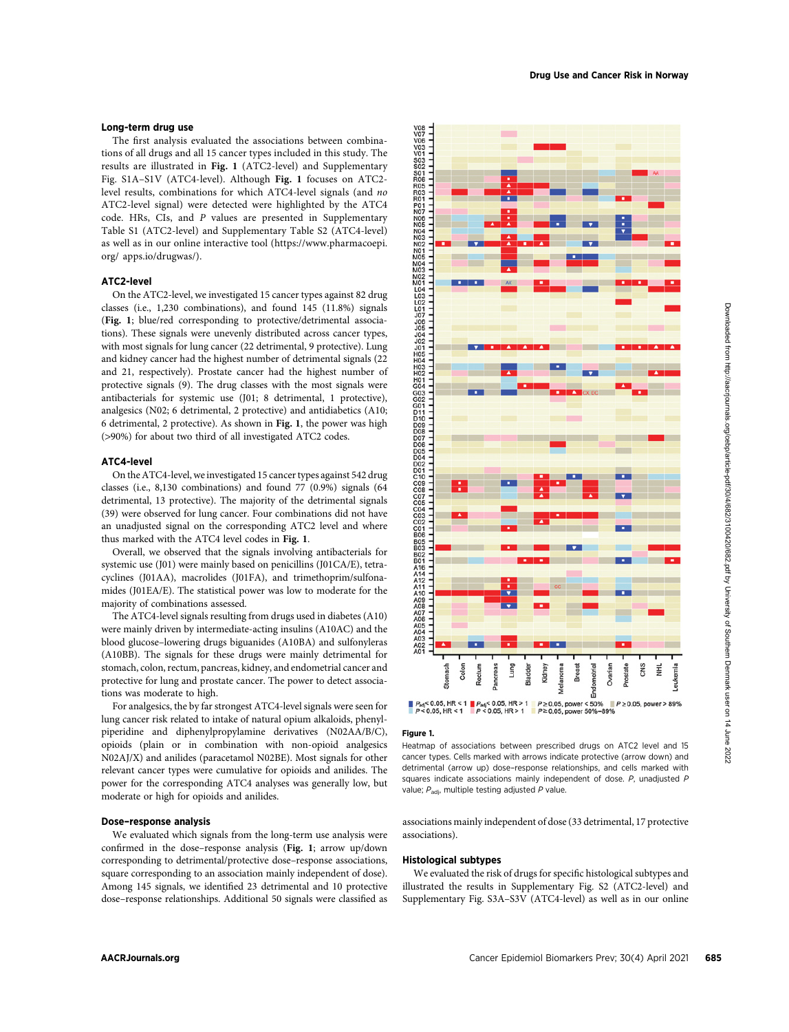### Long-term drug use

The first analysis evaluated the associations between combinations of all drugs and all 15 cancer types included in this study. The results are illustrated in **Fig. 1** (ATC2-level) and Supplementary Fig. S1A–S1V (ATC4-level). Although **Fig. 1** focuses on ATC2-level results, combinations for which ATC4-level signals (and *no* ATC2-level signal) were detected were highlighted by the ATC4 code. HRs, CIs, and *P* values are presented in Supplementary Table S1 (ATC2-level) and Supplementary Table S2 (ATC4-level) as well as in our online interactive tool (https://www.pharmacoepi.org/ apps.io/drugwas/).

### ATC2-level

On the ATC2-level, we investigated 15 cancer types against 82 drug classes (i.e., 1,230 combinations), and found 145 (11.8%) signals (**Fig. 1**; blue/red corresponding to protective/detrimental associations). These signals were unevenly distributed across cancer types, with most signals for lung cancer (22 detrimental, 9 protective). Lung and kidney cancer had the highest number of detrimental signals (22 and 21, respectively). Prostate cancer had the highest number of protective signals (9). The drug classes with the most signals were antibacterials for systemic use (J01; 8 detrimental, 1 protective), analgesics (N02; 6 detrimental, 2 protective) and antidiabetics (A10; 6 detrimental, 2 protective). As shown in **Fig. 1**, the power was high (>90%) for about two third of all investigated ATC2 codes.

### ATC4-level

On the ATC4-level, we investigated 15 cancer types against 542 drug classes (i.e., 8,130 combinations) and found 77 (0.9%) signals (64 detrimental, 13 protective). The majority of the detrimental signals (39) were observed for lung cancer. Four combinations did not have an unadjusted signal on the corresponding ATC2 level and where thus marked with the ATC4 level codes in **Fig. 1**.

Overall, we observed that the signals involving antibacterials for systemic use (J01) were mainly based on penicillins (J01CA/E), tetracyclines (J01AA), macrolides (J01FA), and trimethoprim/sulfonamides (J01EA/E). The statistical power was low to moderate for the majority of combinations assessed.

The ATC4-level signals resulting from drugs used in diabetes (A10) were mainly driven by intermediate-acting insulins (A10AC) and the blood glucose–lowering drugs biguanides (A10BA) and sulfonyleras (A10BB). The signals for these drugs were mainly detrimental for stomach, colon, rectum, pancreas, kidney, and endometrial cancer and protective for lung and prostate cancer. The power to detect associations was moderate to high.

For analgesics, the by far strongest ATC4-level signals were seen for lung cancer risk related to intake of natural opium alkaloids, phenylpiperidine and diphenylpropylamine derivatives (N02AA/B/C), opioids (plain or in combination with non-opioid analgesics N02AJ/X) and anilides (paracetamol N02BE). Most signals for other relevant cancer types were cumulative for opioids and anilides. The power for the corresponding ATC4 analyses was generally low, but moderate or high for opioids and anilides.

### Dose–response analysis

We evaluated which signals from the long-term use analysis were confirmed in the dose–response analysis (**Fig. 1**; arrow up/down corresponding to detrimental/protective dose–response associations, square corresponding to an association mainly independent of dose). Among 145 signals, we identified 23 detrimental and 10 protective dose–response relationships. Additional 50 signals were classified as associations mainly independent of dose (33 detrimental, 17 protective associations).

**Figure 1.**

Heatmap of associations between prescribed drugs on ATC2 level and 15 cancer types. Cells marked with arrows indicate protective (arrow down) and detrimental (arrow up) dose–response relationships, and cells marked with squares indicate associations mainly independent of dose. *P*, unadjusted *P* value; $P_{adj}$, multiple testing adjusted *P* value.

### Histological subtypes

We evaluated the risk of drugs for specific histological subtypes and illustrated the results in Supplementary Fig. S2 (ATC2-level) and Supplementary Fig. S3A–S3V (ATC4-level) as well as in our online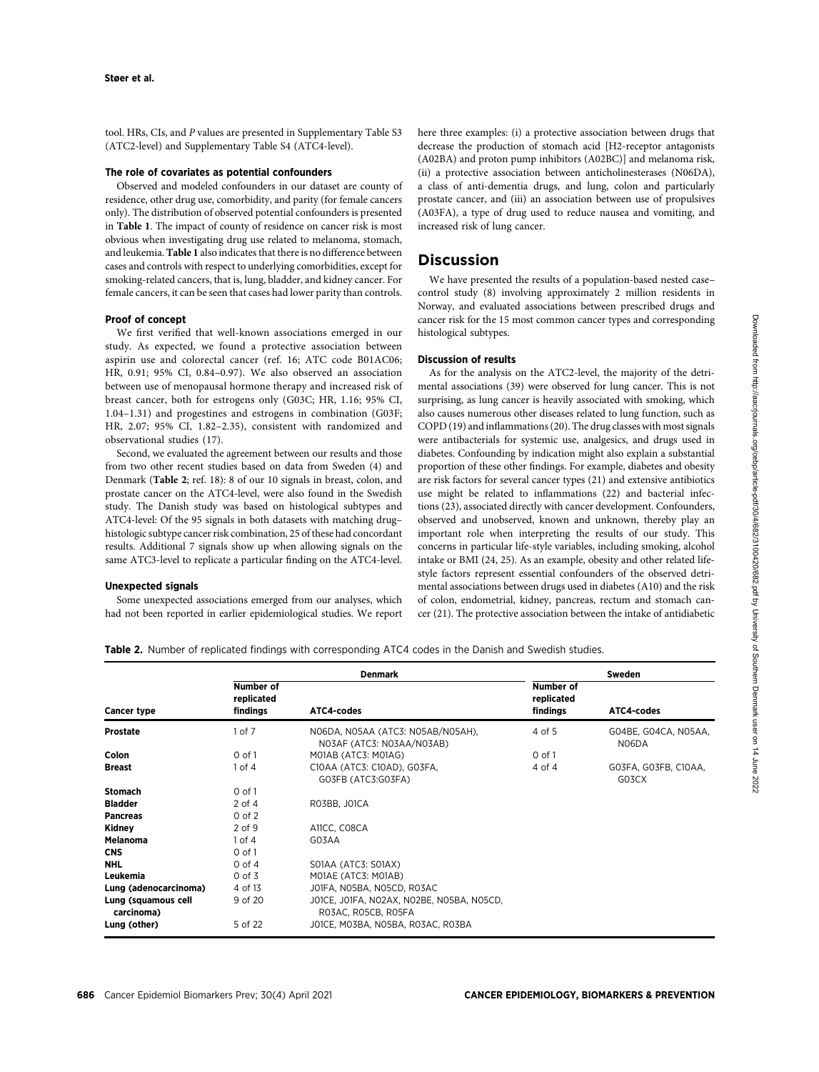tool. HRs, CIs, and *P* values are presented in Supplementary Table S3 (ATC2-level) and Supplementary Table S4 (ATC4-level).

#### The role of covariates as potential confounders

Observed and modeled confounders in our dataset are county of residence, other drug use, comorbidity, and parity (for female cancers only). The distribution of observed potential confounders is presented in **Table 1**. The impact of county of residence on cancer risk is most obvious when investigating drug use related to melanoma, stomach, and leukemia. **Table 1** also indicates that there is no difference between cases and controls with respect to underlying comorbidities, except for smoking-related cancers, that is, lung, bladder, and kidney cancer. For female cancers, it can be seen that cases had lower parity than controls.

#### Proof of concept

We first verified that well-known associations emerged in our study. As expected, we found a protective association between aspirin use and colorectal cancer (ref. 16; ATC code B01AC06; HR, 0.91; 95% CI, 0.84–0.97). We also observed an association between use of menopausal hormone therapy and increased risk of breast cancer, both for estrogens only (G03C; HR, 1.16; 95% CI, 1.04–1.31) and progestines and estrogens in combination (G03F; HR, 2.07; 95% CI, 1.82–2.35), consistent with randomized and observational studies (17).

Second, we evaluated the agreement between our results and those from two other recent studies based on data from Sweden (4) and Denmark (**Table 2**; ref. 18): 8 of our 10 signals in breast, colon, and prostate cancer on the ATC4-level, were also found in the Swedish study. The Danish study was based on histological subtypes and ATC4-level: Of the 95 signals in both datasets with matching drug–histologic subtype cancer risk combination, 25 of these had concordant results. Additional 7 signals show up when allowing signals on the same ATC3-level to replicate a particular finding on the ATC4-level.

#### Unexpected signals

Some unexpected associations emerged from our analyses, which had not been reported in earlier epidemiological studies. We report here three examples: (i) a protective association between drugs that decrease the production of stomach acid [H2-receptor antagonists (A02BA) and proton pump inhibitors (A02BC)] and melanoma risk, (ii) a protective association between anticholinesterases (N06DA), a class of anti-dementia drugs, and lung, colon and particularly prostate cancer, and (iii) an association between use of propulsives (A03FA), a type of drug used to reduce nausea and vomiting, and increased risk of lung cancer.

## Discussion

We have presented the results of a population-based nested case–control study (8) involving approximately 2 million residents in Norway, and evaluated associations between prescribed drugs and cancer risk for the 15 most common cancer types and corresponding histological subtypes.

#### Discussion of results

As for the analysis on the ATC2-level, the majority of the detrimental associations (39) were observed for lung cancer. This is not surprising, as lung cancer is heavily associated with smoking, which also causes numerous other diseases related to lung function, such as COPD (19) and inflammations (20). The drug classes with most signals were antibacterials for systemic use, analgesics, and drugs used in diabetes. Confounding by indication might also explain a substantial proportion of these other findings. For example, diabetes and obesity are risk factors for several cancer types (21) and extensive antibiotics use might be related to inflammations (22) and bacterial infections (23), associated directly with cancer development. Confounders, observed and unobserved, known and unknown, thereby play an important role when interpreting the results of our study. This concerns in particular life-style variables, including smoking, alcohol intake or BMI (24, 25). As an example, obesity and other related lifestyle factors represent essential confounders of the observed detrimental associations between drugs used in diabetes (A10) and the risk of colon, endometrial, kidney, pancreas, rectum and stomach cancer (21). The protective association between the intake of antidiabetic

**Table 2.** Number of replicated findings with corresponding ATC4 codes in the Danish and Swedish studies.

| | Denmark | | Sweden | |
|---|---|---|---|---|
| **Cancer type** | **Number of replicated findings** | **ATC4-codes** | **Number of replicated findings** | **ATC4-codes** |
| **Prostate** | 1 of 7 | N06DA, N05AA (ATC3: N05AB/N05AH), N03AF (ATC3: N03AA/N03AB) | 4 of 5 | G04BE, G04CA, N05AA, N06DA |
| **Colon** | 0 of 1 | M01AB (ATC3: M01AG) | 0 of 1 | |
| **Breast** | 1 of 4 | C10AA (ATC3: C10AD), G03FA, G03FB (ATC3:G03FA) | 4 of 4 | G03FA, G03FB, C10AA, G03CX |
| **Stomach** | 0 of 1 | | | |
| **Bladder** | 2 of 4 | R03BB, J01CA | | |
| **Pancreas** | 0 of 2 | | | |
| **Kidney** | 2 of 9 | A11CC, C08CA | | |
| **Melanoma** | 1 of 4 | G03AA | | |
| **CNS** | 0 of 1 | | | |
| **NHL** | 0 of 4 | S01AA (ATC3: S01AX) | | |
| **Leukemia** | 0 of 3 | M01AE (ATC3: M01AB) | | |
| **Lung (adenocarcinoma)** | 4 of 13 | J01FA, N05BA, N05CD, R03AC | | |
| **Lung (squamous cell carcinoma)** | 9 of 20 | J01CE, J01FA, N02AX, N02BE, N05BA, N05CD, R03AC, R05CB, R05FA | | |
| **Lung (other)** | 5 of 22 | J01CE, M03BA, N05BA, R03AC, R03BA | | |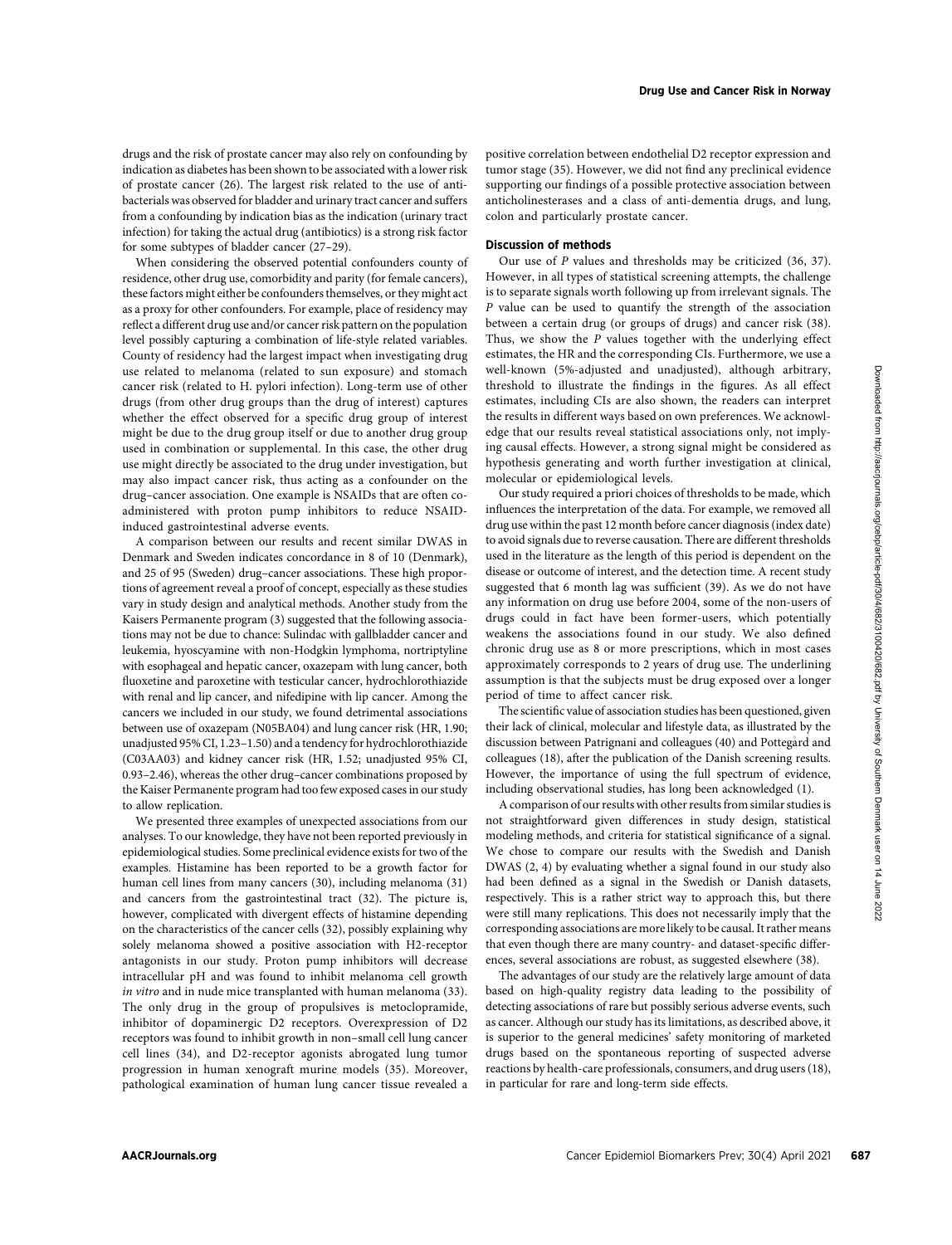drugs and the risk of prostate cancer may also rely on confounding by indication as diabetes has been shown to be associated with a lower risk of prostate cancer (26). The largest risk related to the use of antibacterials was observed for bladder and urinary tract cancer and suffers from a confounding by indication bias as the indication (urinary tract infection) for taking the actual drug (antibiotics) is a strong risk factor for some subtypes of bladder cancer (27–29).

When considering the observed potential confounders county of residence, other drug use, comorbidity and parity (for female cancers), these factors might either be confounders themselves, or they might act as a proxy for other confounders. For example, place of residency may reflect a different drug use and/or cancer risk pattern on the population level possibly capturing a combination of life-style related variables. County of residency had the largest impact when investigating drug use related to melanoma (related to sun exposure) and stomach cancer risk (related to H. pylori infection). Long-term use of other drugs (from other drug groups than the drug of interest) captures whether the effect observed for a specific drug group of interest might be due to the drug group itself or due to another drug group used in combination or supplemental. In this case, the other drug use might directly be associated to the drug under investigation, but may also impact cancer risk, thus acting as a confounder on the drug–cancer association. One example is NSAIDs that are often co-administered with proton pump inhibitors to reduce NSAID-induced gastrointestinal adverse events.

A comparison between our results and recent similar DWAS in Denmark and Sweden indicates concordance in 8 of 10 (Denmark), and 25 of 95 (Sweden) drug–cancer associations. These high proportions of agreement reveal a proof of concept, especially as these studies vary in study design and analytical methods. Another study from the Kaisers Permanente program (3) suggested that the following associations may not be due to chance: Sulindac with gallbladder cancer and leukemia, hyoscyamine with non-Hodgkin lymphoma, nortriptyline with esophageal and hepatic cancer, oxazepam with lung cancer, both fluoxetine and paroxetine with testicular cancer, hydrochlorothiazide with renal and lip cancer, and nifedipine with lip cancer. Among the cancers we included in our study, we found detrimental associations between use of oxazepam (N05BA04) and lung cancer risk (HR, 1.90; unadjusted 95% CI, 1.23–1.50) and a tendency for hydrochlorothiazide (C03AA03) and kidney cancer risk (HR, 1.52; unadjusted 95% CI, 0.93–2.46), whereas the other drug–cancer combinations proposed by the Kaiser Permanente program had too few exposed cases in our study to allow replication.

We presented three examples of unexpected associations from our analyses. To our knowledge, they have not been reported previously in epidemiological studies. Some preclinical evidence exists for two of the examples. Histamine has been reported to be a growth factor for human cell lines from many cancers (30), including melanoma (31) and cancers from the gastrointestinal tract (32). The picture is, however, complicated with divergent effects of histamine depending on the characteristics of the cancer cells (32), possibly explaining why solely melanoma showed a positive association with H2-receptor antagonists in our study. Proton pump inhibitors will decrease intracellular pH and was found to inhibit melanoma cell growth *in vitro* and in nude mice transplanted with human melanoma (33). The only drug in the group of propulsives is metoclopramide, inhibitor of dopaminergic D2 receptors. Overexpression of D2 receptors was found to inhibit growth in non–small cell lung cancer cell lines (34), and D2-receptor agonists abrogated lung tumor progression in human xenograft murine models (35). Moreover, pathological examination of human lung cancer tissue revealed a positive correlation between endothelial D2 receptor expression and tumor stage (35). However, we did not find any preclinical evidence supporting our findings of a possible protective association between anticholinesterases and a class of anti-dementia drugs, and lung, colon and particularly prostate cancer.

### Discussion of methods

Our use of *P* values and thresholds may be criticized (36, 37). However, in all types of statistical screening attempts, the challenge is to separate signals worth following up from irrelevant signals. The *P* value can be used to quantify the strength of the association between a certain drug (or groups of drugs) and cancer risk (38). Thus, we show the *P* values together with the underlying effect estimates, the HR and the corresponding CIs. Furthermore, we use a well-known (5%-adjusted and unadjusted), although arbitrary, threshold to illustrate the findings in the figures. As all effect estimates, including CIs are also shown, the readers can interpret the results in different ways based on own preferences. We acknowledge that our results reveal statistical associations only, not implying causal effects. However, a strong signal might be considered as hypothesis generating and worth further investigation at clinical, molecular or epidemiological levels.

Our study required a priori choices of thresholds to be made, which influences the interpretation of the data. For example, we removed all drug use within the past 12 month before cancer diagnosis (index date) to avoid signals due to reverse causation. There are different thresholds used in the literature as the length of this period is dependent on the disease or outcome of interest, and the detection time. A recent study suggested that 6 month lag was sufficient (39). As we do not have any information on drug use before 2004, some of the non-users of drugs could in fact have been former-users, which potentially weakens the associations found in our study. We also defined chronic drug use as 8 or more prescriptions, which in most cases approximately corresponds to 2 years of drug use. The underlining assumption is that the subjects must be drug exposed over a longer period of time to affect cancer risk.

The scientific value of association studies has been questioned, given their lack of clinical, molecular and lifestyle data, as illustrated by the discussion between Patrignani and colleagues (40) and Pottegård and colleagues (18), after the publication of the Danish screening results. However, the importance of using the full spectrum of evidence, including observational studies, has long been acknowledged (1).

A comparison of our results with other results from similar studies is not straightforward given differences in study design, statistical modeling methods, and criteria for statistical significance of a signal. We chose to compare our results with the Swedish and Danish DWAS (2, 4) by evaluating whether a signal found in our study also had been defined as a signal in the Swedish or Danish datasets, respectively. This is a rather strict way to approach this, but there were still many replications. This does not necessarily imply that the corresponding associations are more likely to be causal. It rather means that even though there are many country- and dataset-specific differences, several associations are robust, as suggested elsewhere (38).

The advantages of our study are the relatively large amount of data based on high-quality registry data leading to the possibility of detecting associations of rare but possibly serious adverse events, such as cancer. Although our study has its limitations, as described above, it is superior to the general medicines' safety monitoring of marketed drugs based on the spontaneous reporting of suspected adverse reactions by health-care professionals, consumers, and drug users (18), in particular for rare and long-term side effects.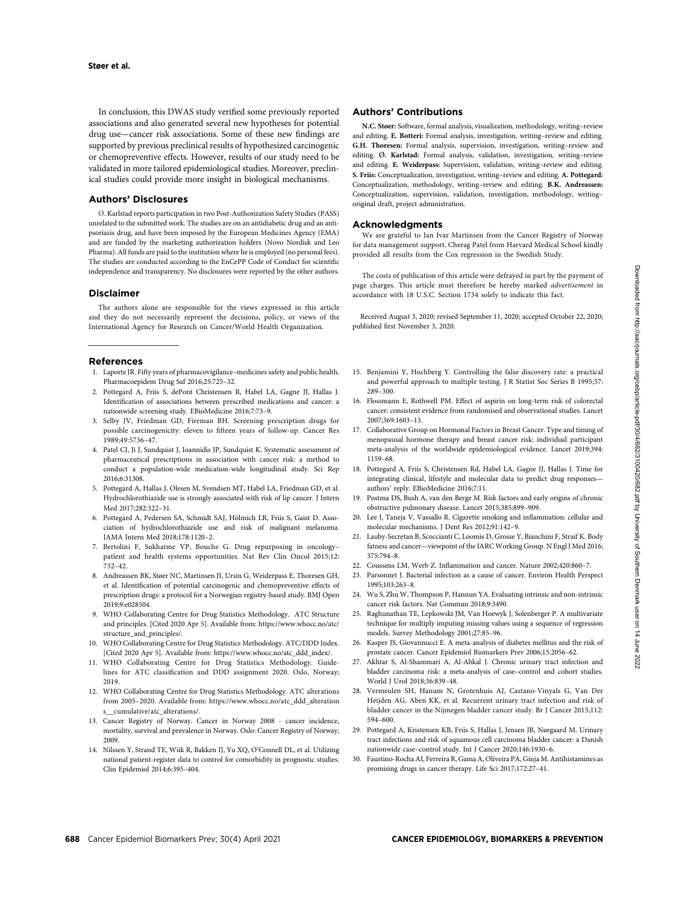In conclusion, this DWAS study verified some previously reported associations and also generated several new hypotheses for potential drug use—cancer risk associations. Some of these new findings are supported by previous preclinical results of hypothesized carcinogenic or chemopreventive effects. However, results of our study need to be validated in more tailored epidemiological studies. Moreover, preclinical studies could provide more insight in biological mechanisms.

## Authors' Disclosures

Ø. Karlstad reports participation in two Post-Authorization Safety Studies (PASS) unrelated to the submitted work. The studies are on an antidiabetic drug and an antipsoriasis drug, and have been imposed by the European Medicines Agency (EMA) and are funded by the marketing authorization holders (Novo Nordisk and Leo Pharma). All funds are paid to the institution where he is employed (no personal fees). The studies are conducted according to the EnCePP Code of Conduct for scientific independence and transparency. No disclosures were reported by the other authors.

## Disclaimer

The authors alone are responsible for the views expressed in this article and they do not necessarily represent the decisions, policy, or views of the International Agency for Research on Cancer/World Health Organization.

## Authors' Contributions

**N.C. Støer:** Software, formal analysis, visualization, methodology, writing–review and editing. **E. Botteri:** Formal analysis, investigation, writing–review and editing. **G.H. Thoresen:** Formal analysis, supervision, investigation, writing–review and editing. **Ø. Karlstad:** Formal analysis, validation, investigation, writing–review and editing. **E. Weiderpass:** Supervision, validation, writing–review and editing. **S. Friis:** Conceptualization, investigation, writing–review and editing. **A. Pottegård:** Conceptualization, methodology, writing–review and editing. **B.K. Andreassen:** Conceptualization, supervision, validation, investigation, methodology, writing–original draft, project administration.

## Acknowledgments

We are grateful to Jan Ivar Martinsen from the Cancer Registry of Norway for data management support. Cherag Patel from Harvard Medical School kindly provided all results from the Cox regression in the Swedish Study.

The costs of publication of this article were defrayed in part by the payment of page charges. This article must therefore be hereby marked *advertisement* in accordance with 18 U.S.C. Section 1734 solely to indicate this fact.

Received August 3, 2020; revised September 11, 2020; accepted October 22, 2020; published first November 3, 2020.

## References

1. Laporte JR. Fifty years of pharmacovigilance–medicines safety and public health. Pharmacoepidem Drug Saf 2016;25:725–32.
2. Pottegård A, Friis S, dePont Christensen R, Habel LA, Gagne JJ, Hallas J. Identification of associations between prescribed medications and cancer: a nationwide screening study. EBioMedicine 2016;7:73–9.
3. Selby JV, Friedman GD, Fireman BH. Screening prescription drugs for possible carcinogenicity: eleven to fifteen years of follow-up. Cancer Res 1989;49:5736–47.
4. Patel CJ, Ji J, Sundquist J, Ioannidis JP, Sundquist K. Systematic assessment of pharmaceutical prescriptions in association with cancer risk: a method to conduct a population-wide medication-wide longitudinal study. Sci Rep 2016;6:31308.
5. Pottegård A, Hallas J, Olesen M, Svendsen MT, Habel LA, Friedman GD, et al. Hydrochlorothiazide use is strongly associated with risk of lip cancer. J Intern Med 2017;282:322–31.
6. Pottegård A, Pedersen SA, Schmidt SAJ, Hölmich LR, Friis S, Gaist D. Association of hydrochlorothiazide use and risk of malignant melanoma. JAMA Intern Med 2018;178:1120–2.
7. Bertolini F, Sukhatme VP, Bouche G. Drug repurposing in oncology–patient and health systems opportunities. Nat Rev Clin Oncol 2015;12:732–42.
8. Andreassen BK, Støer NC, Martinsen JI, Ursin G, Weiderpass E, Thoresen GH, et al. Identification of potential carcinogenic and chemopreventive effects of prescription drugs: a protocol for a Norwegian registry-based study. BMJ Open 2019;9:e028504.
9. WHO Collaborating Centre for Drug Statistics Methodology. ATC Structure and principles. [Cited 2020 Apr 5]. Available from: https://www.whocc.no/atc/structure_and_principles/.
10. WHO Collaborating Centre for Drug Statistics Methodology. ATC/DDD Index. [Cited 2020 Apr 5]. Available from: https://www.whocc.no/atc_ddd_index/.
11. WHO Collaborating Centre for Drug Statistics Methodology. Guidelines for ATC classification and DDD assignment 2020. Oslo, Norway; 2019.
12. WHO Collaborating Centre for Drug Statistics Methodology. ATC alterations from 2005–2020. Available from: https://www.whocc.no/atc_ddd_alterations__cumulative/atc_alterations/.
13. Cancer Registry of Norway. Cancer in Norway 2008 - cancer incidence, mortality, survival and prevalence in Norway. Oslo: Cancer Registry of Norway; 2009.
14. Nilssen Y, Strand TE, Wiik R, Bakken IJ, Yu XQ, O'Connell DL, et al. Utilizing national patient-register data to control for comorbidity in prognostic studies. Clin Epidemiol 2014;6:395–404.
15. Benjamini Y, Hochberg Y. Controlling the false discovery rate: a practical and powerful approach to multiple testing. J R Statist Soc Series B 1995;57: 289–300.
16. Flossmann E, Rothwell PM. Effect of aspirin on long-term risk of colorectal cancer: consistent evidence from randomised and observational studies. Lancet 2007;369:1603–13.
17. Collaborative Group on Hormonal Factors in Breast Cancer. Type and timing of menopausal hormone therapy and breast cancer risk: individual participant meta-analysis of the worldwide epidemiological evidence. Lancet 2019;394: 1159–68.
18. Pottegård A, Friis S, Christensen Rd, Habel LA, Gagne JJ, Hallas J. Time for integrating clinical, lifestyle and molecular data to predict drug responses—authors' reply. EBioMedicine 2016;7:11.
19. Postma DS, Bush A, van den Berge M. Risk factors and early origins of chronic obstructive pulmonary disease. Lancet 2015;385:899–909.
20. Lee J, Taneja V, Vassallo R. Cigarette smoking and inflammation: cellular and molecular mechanisms. J Dent Res 2012;91:142–9.
21. Lauby-Secretan B, Scoccianti C, Loomis D, Grosse Y, Bianchini F, Straif K. Body fatness and cancer—viewpoint of the IARC Working Group. N Engl J Med 2016; 375:794–8.
22. Coussens LM, Werb Z. Inflammation and cancer. Nature 2002;420:860–7.
23. Parsonnet J. Bacterial infection as a cause of cancer. Environ Health Perspect 1995;103:263–8.
24. Wu S, Zhu W, Thompson P, Hannun YA. Evaluating intrinsic and non-intrinsic cancer risk factors. Nat Commun 2018;9:3490.
25. Raghunathan TE, Lepkowski JM, Van Hoewyk J, Solenberger P. A multivariate technique for multiply imputing missing values using a sequence of regression models. Survey Methodology 2001;27:85–96.
26. Kasper JS, Giovannucci E. A meta-analysis of diabetes mellitus and the risk of prostate cancer. Cancer Epidemiol Biomarkers Prev 2006;15:2056–62.
27. Akhtar S, Al-Shammari A, Al-Abkal J. Chronic urinary tract infection and bladder carcinoma risk: a meta-analysis of case–control and cohort studies. World J Urol 2018;36:839–48.
28. Vermeulen SH, Hanum N, Grotenhuis AJ, Castano-Vinyals G, Van Der Heijden AG, Aben KK, et al. Recurrent urinary tract infection and risk of bladder cancer in the Nijmegen bladder cancer study. Br J Cancer 2015;112: 594–600.
29. Pottegård A, Kristensen KB, Friis S, Hallas J, Jensen JB, Nørgaard M. Urinary tract infections and risk of squamous cell carcinoma bladder cancer: a Danish nationwide case–control study. Int J Cancer 2020;146:1930–6.
30. Faustino-Rocha AI, Ferreira R, Gama A, Oliveira PA, Ginja M. Antihistamines as promising drugs in cancer therapy. Life Sci 2017;172:27–41.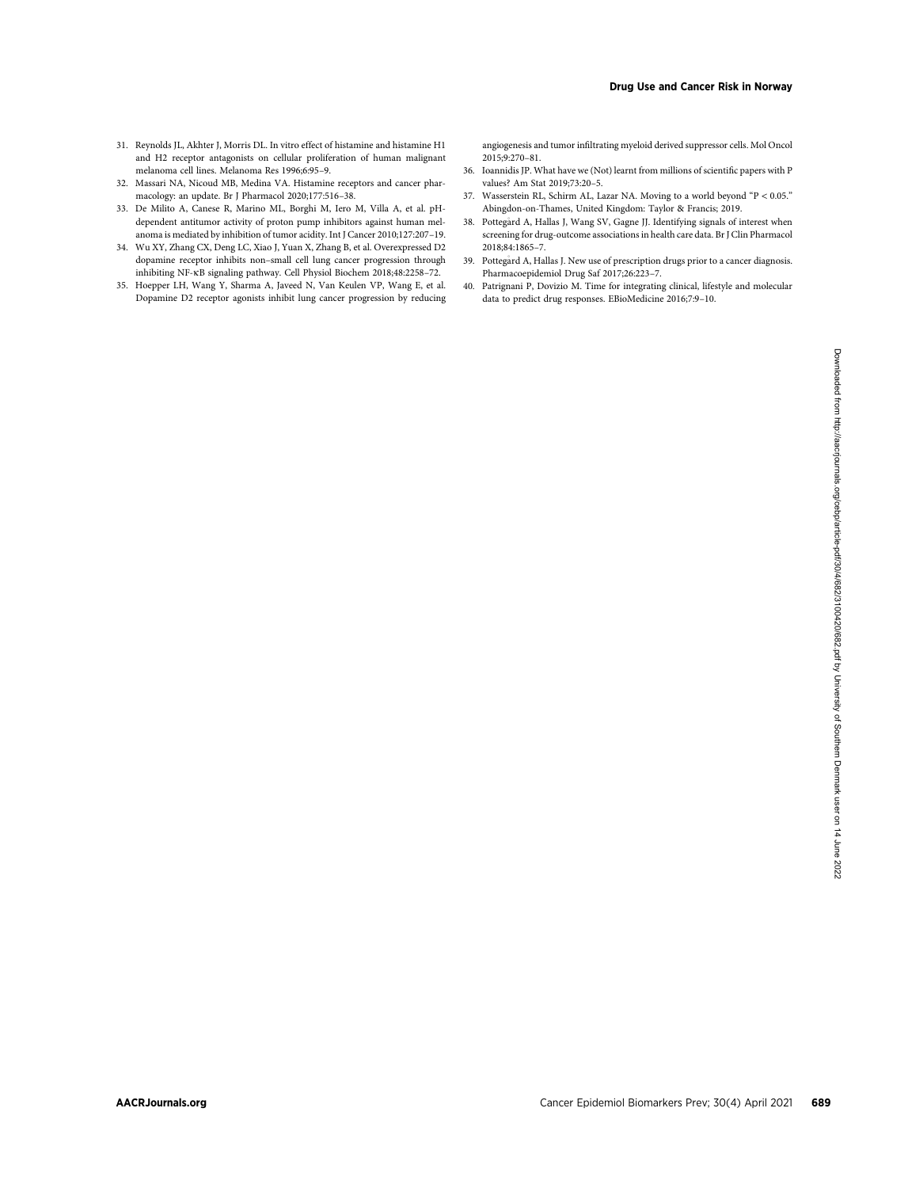31. Reynolds JL, Akhter J, Morris DL. In vitro effect of histamine and histamine H1 and H2 receptor antagonists on cellular proliferation of human malignant melanoma cell lines. Melanoma Res 1996;6:95–9.
32. Massari NA, Nicoud MB, Medina VA. Histamine receptors and cancer pharmacology: an update. Br J Pharmacol 2020;177:516–38.
33. De Milito A, Canese R, Marino ML, Borghi M, Iero M, Villa A, et al. pH-dependent antitumor activity of proton pump inhibitors against human melanoma is mediated by inhibition of tumor acidity. Int J Cancer 2010;127:207–19.
34. Wu XY, Zhang CX, Deng LC, Xiao J, Yuan X, Zhang B, et al. Overexpressed D2 dopamine receptor inhibits non–small cell lung cancer progression through inhibiting NF-κB signaling pathway. Cell Physiol Biochem 2018;48:2258–72.
35. Hoepper LH, Wang Y, Sharma A, Javeed N, Van Keulen VP, Wang E, et al. Dopamine D2 receptor agonists inhibit lung cancer progression by reducing angiogenesis and tumor infiltrating myeloid derived suppressor cells. Mol Oncol 2015;9:270–81.
36. Ioannidis JP. What have we (Not) learnt from millions of scientific papers with P values? Am Stat 2019;73:20–5.
37. Wasserstein RL, Schirm AL, Lazar NA. Moving to a world beyond "P < 0.05." Abingdon-on-Thames, United Kingdom: Taylor & Francis; 2019.
38. Pottegard A, Hallas J, Wang SV, Gagne JJ. Identifying signals of interest when screening for drug-outcome associations in health care data. Br J Clin Pharmacol 2018;84:1865–7.
39. Pottegard A, Hallas J. New use of prescription drugs prior to a cancer diagnosis. Pharmacoepidemiol Drug Saf 2017;26:223–7.
40. Patrignani P, Dovizio M. Time for integrating clinical, lifestyle and molecular data to predict drug responses. EBioMedicine 2016;7:9–10.